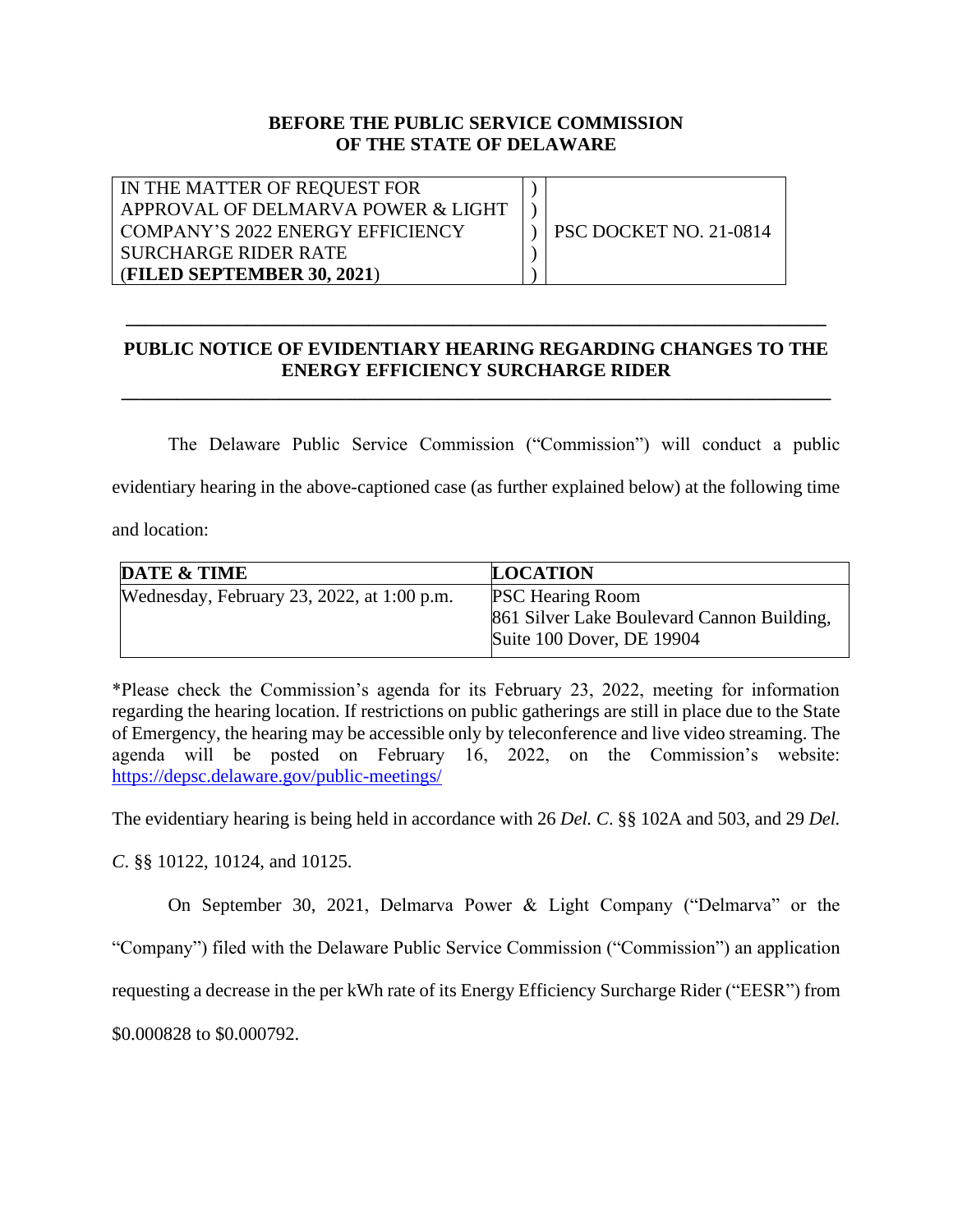**BEFORE THE PUBLIC SERVICE COMMISSION**
**OF THE STATE OF DELAWARE**

| IN THE MATTER OF REQUEST FOR APPROVAL OF DELMARVA POWER & LIGHT COMPANY'S 2022 ENERGY EFFICIENCY SURCHARGE RIDER RATE (**FILED SEPTEMBER 30, 2021**) | ) ) ) ) ) | PSC DOCKET NO. 21-0814 |
|---|---|---|

---

## PUBLIC NOTICE OF EVIDENTIARY HEARING REGARDING CHANGES TO THE ENERGY EFFICIENCY SURCHARGE RIDER

---

The Delaware Public Service Commission ("Commission") will conduct a public evidentiary hearing in the above-captioned case (as further explained below) at the following time and location:

| DATE & TIME | LOCATION |
|---|---|
| Wednesday, February 23, 2022, at 1:00 p.m. | PSC Hearing Room<br>861 Silver Lake Boulevard Cannon Building, Suite 100 Dover, DE 19904 |

*Please check the Commission's agenda for its February 23, 2022, meeting for information regarding the hearing location. If restrictions on public gatherings are still in place due to the State of Emergency, the hearing may be accessible only by teleconference and live video streaming. The agenda will be posted on February 16, 2022, on the Commission's website: https://depsc.delaware.gov/public-meetings/

The evidentiary hearing is being held in accordance with 26 *Del. C*. §§ 102A and 503, and 29 *Del. C*. §§ 10122, 10124, and 10125.

On September 30, 2021, Delmarva Power & Light Company ("Delmarva" or the "Company") filed with the Delaware Public Service Commission ("Commission") an application requesting a decrease in the per kWh rate of its Energy Efficiency Surcharge Rider ("EESR") from $0.000828 to $0.000792.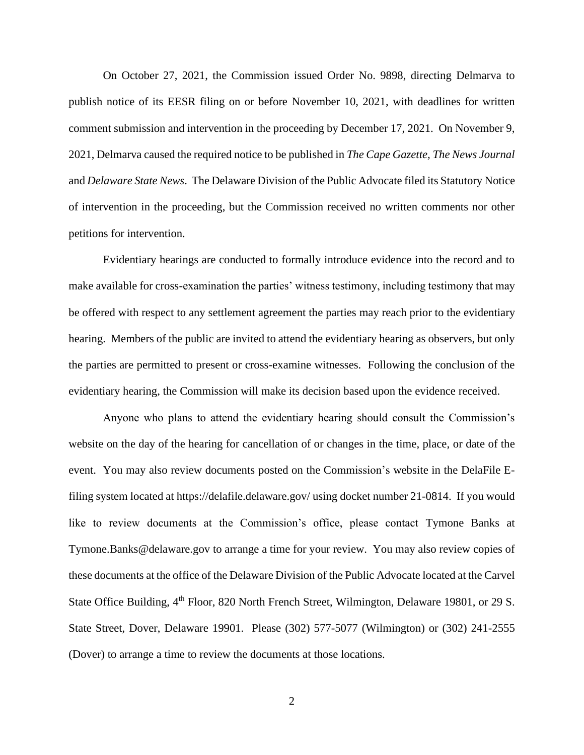On October 27, 2021, the Commission issued Order No. 9898, directing Delmarva to publish notice of its EESR filing on or before November 10, 2021, with deadlines for written comment submission and intervention in the proceeding by December 17, 2021. On November 9, 2021, Delmarva caused the required notice to be published in *The Cape Gazette, The News Journal* and *Delaware State News*. The Delaware Division of the Public Advocate filed its Statutory Notice of intervention in the proceeding, but the Commission received no written comments nor other petitions for intervention.

Evidentiary hearings are conducted to formally introduce evidence into the record and to make available for cross-examination the parties' witness testimony, including testimony that may be offered with respect to any settlement agreement the parties may reach prior to the evidentiary hearing. Members of the public are invited to attend the evidentiary hearing as observers, but only the parties are permitted to present or cross-examine witnesses. Following the conclusion of the evidentiary hearing, the Commission will make its decision based upon the evidence received.

Anyone who plans to attend the evidentiary hearing should consult the Commission's website on the day of the hearing for cancellation of or changes in the time, place, or date of the event. You may also review documents posted on the Commission's website in the DelaFile E-filing system located at https://delafile.delaware.gov/ using docket number 21-0814. If you would like to review documents at the Commission's office, please contact Tymone Banks at Tymone.Banks@delaware.gov to arrange a time for your review. You may also review copies of these documents at the office of the Delaware Division of the Public Advocate located at the Carvel State Office Building, 4th Floor, 820 North French Street, Wilmington, Delaware 19801, or 29 S. State Street, Dover, Delaware 19901. Please (302) 577-5077 (Wilmington) or (302) 241-2555 (Dover) to arrange a time to review the documents at those locations.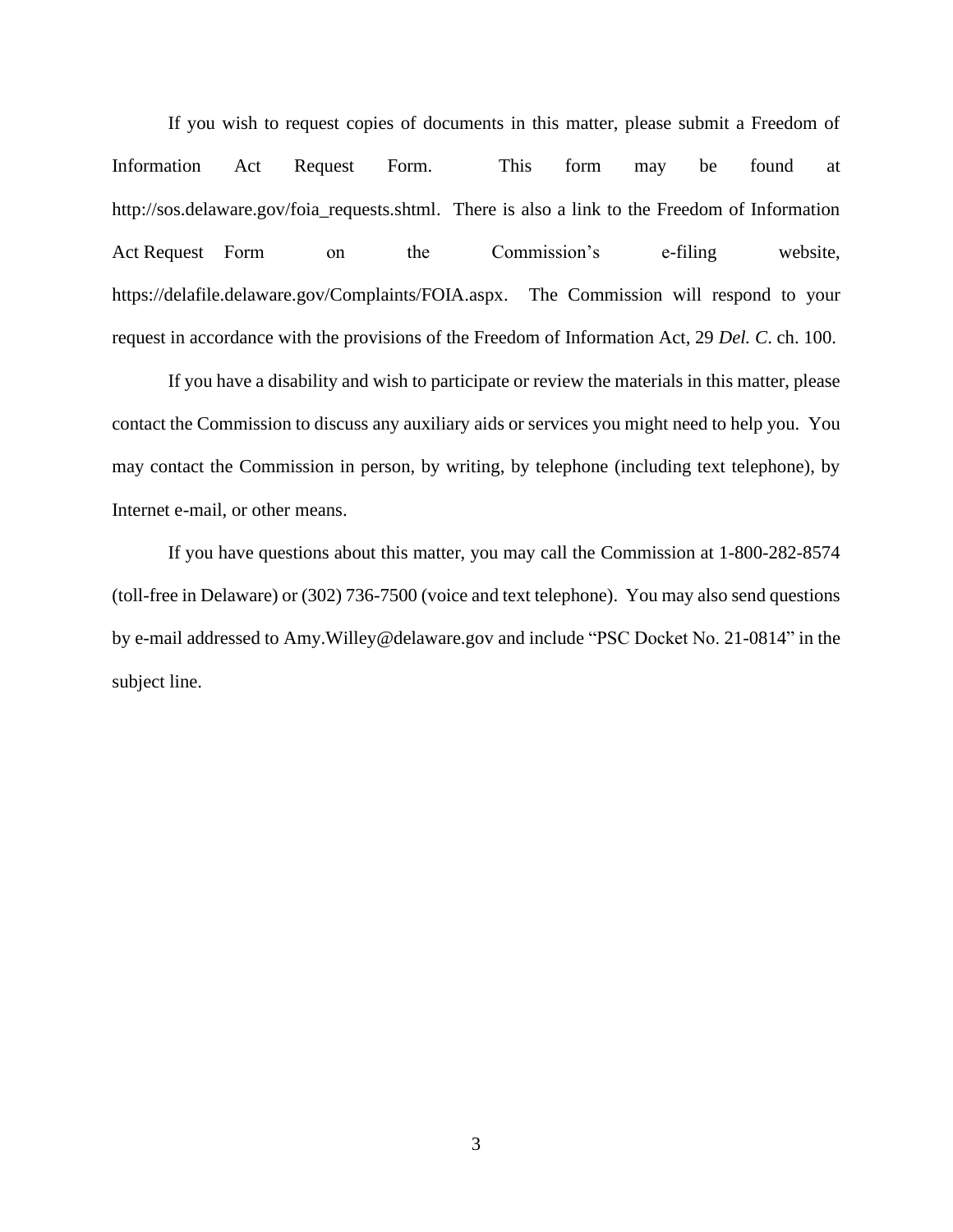If you wish to request copies of documents in this matter, please submit a Freedom of Information Act Request Form. This form may be found at http://sos.delaware.gov/foia_requests.shtml. There is also a link to the Freedom of Information Act Request Form on the Commission's e-filing website, https://delafile.delaware.gov/Complaints/FOIA.aspx. The Commission will respond to your request in accordance with the provisions of the Freedom of Information Act, 29 *Del. C*. ch. 100.

If you have a disability and wish to participate or review the materials in this matter, please contact the Commission to discuss any auxiliary aids or services you might need to help you. You may contact the Commission in person, by writing, by telephone (including text telephone), by Internet e-mail, or other means.

If you have questions about this matter, you may call the Commission at 1-800-282-8574 (toll-free in Delaware) or (302) 736-7500 (voice and text telephone). You may also send questions by e-mail addressed to Amy.Willey@delaware.gov and include "PSC Docket No. 21-0814" in the subject line.